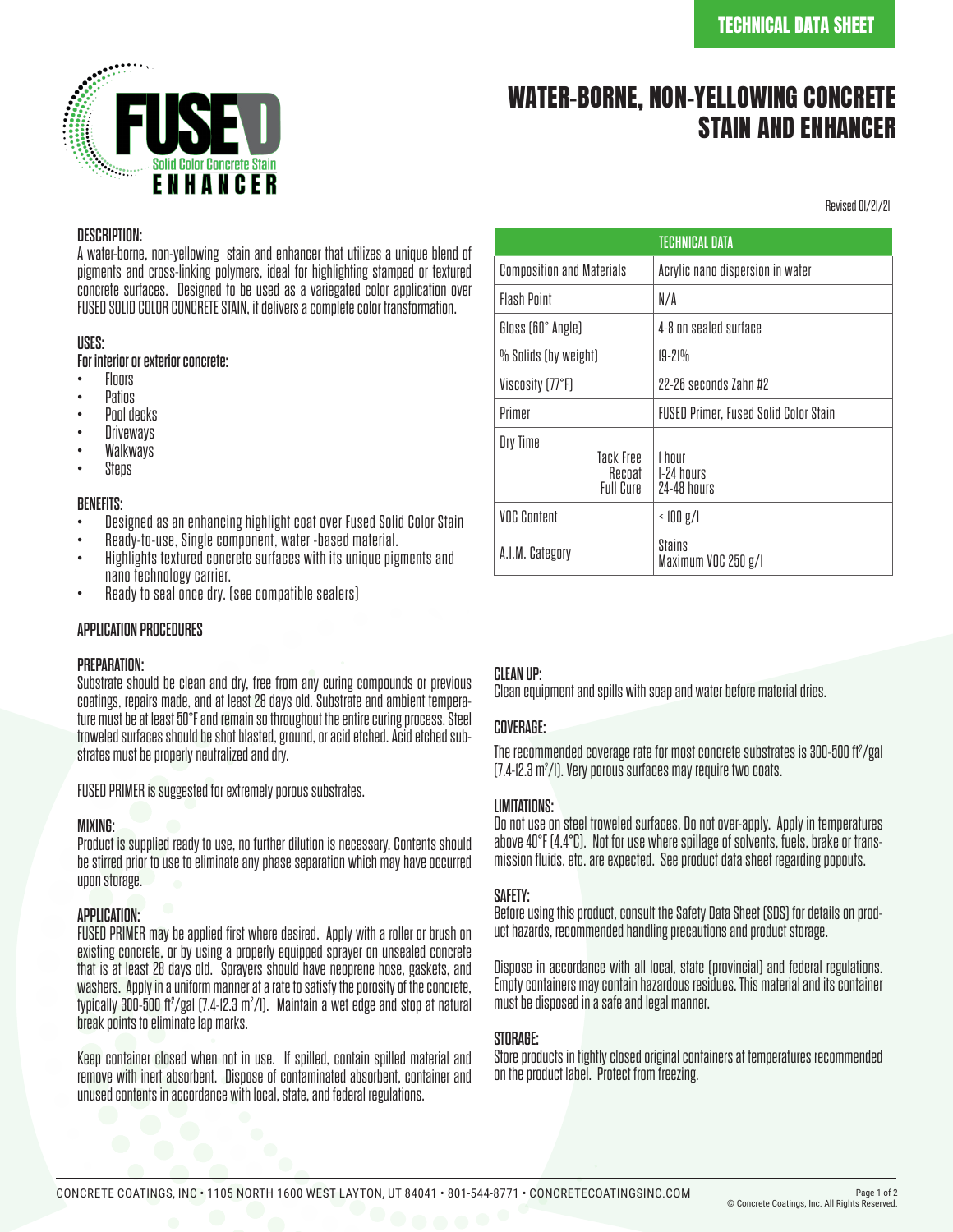TECHNICAL DATA SHEET

FUSED Solid Color Concrete Stain ENHANCER

# WATER-BORNE, NON-YELLOWING CONCRETE STAIN AND ENHANCER

Revised 01/21/21

## DESCRIPTION:

A water-borne, non-yellowing stain and enhancer that utilizes a unique blend of pigments and cross-linking polymers, ideal for highlighting stamped or textured concrete surfaces. Designed to be used as a variegated color application over FUSED SOLID COLOR CONCRETE STAIN, it delivers a complete color transformation.

## USES:

**For interior or exterior concrete:**

- Floors
- Patios
- Pool decks
- Driveways
- Walkways
- Steps

## BENEFITS:

- Designed as an enhancing highlight coat over Fused Solid Color Stain
- Ready-to-use, Single component, water -based material.
- Highlights textured concrete surfaces with its unique pigments and nano technology carrier.
- Ready to seal once dry. (see compatible sealers)

| TECHNICAL DATA | |
|---|---|
| Composition and Materials | Acrylic nano dispersion in water |
| Flash Point | N/A |
| Gloss (60° Angle) | 4-8 on sealed surface |
| % Solids (by weight) | 19-21% |
| Viscosity (77°F) | 22-26 seconds Zahn #2 |
| Primer | FUSED Primer, Fused Solid Color Stain |
| Dry Time<br>Tack Free<br>Recoat<br>Full Cure | <br>1 hour<br>1-24 hours<br>24-48 hours |
| VOC Content | < 100 g/l |
| A.I.M. Category | Stains<br>Maximum VOC 250 g/l |

## APPLICATION PROCEDURES

### PREPARATION:

Substrate should be clean and dry, free from any curing compounds or previous coatings, repairs made, and at least 28 days old. Substrate and ambient temperature must be at least 50°F and remain so throughout the entire curing process. Steel troweled surfaces should be shot blasted, ground, or acid etched. Acid etched substrates must be properly neutralized and dry.

FUSED PRIMER is suggested for extremely porous substrates.

### MIXING:

Product is supplied ready to use, no further dilution is necessary. Contents should be stirred prior to use to eliminate any phase separation which may have occurred upon storage.

### APPLICATION:

FUSED PRIMER may be applied first where desired. Apply with a roller or brush on existing concrete, or by using a properly equipped sprayer on unsealed concrete that is at least 28 days old. Sprayers should have neoprene hose, gaskets, and washers. Apply in a uniform manner at a rate to satisfy the porosity of the concrete, typically 300-500 ft²/gal (7.4-12.3 m²/l). Maintain a wet edge and stop at natural break points to eliminate lap marks.

Keep container closed when not in use. If spilled, contain spilled material and remove with inert absorbent. Dispose of contaminated absorbent, container and unused contents in accordance with local, state, and federal regulations.

### CLEAN UP:

Clean equipment and spills with soap and water before material dries.

### COVERAGE:

The recommended coverage rate for most concrete substrates is 300-500 ft²/gal (7.4-12.3 m²/l). Very porous surfaces may require two coats.

### LIMITATIONS:

Do not use on steel troweled surfaces. Do not over-apply. Apply in temperatures above 40°F (4.4°C). Not for use where spillage of solvents, fuels, brake or transmission fluids, etc. are expected. See product data sheet regarding popouts.

### SAFETY:

Before using this product, consult the Safety Data Sheet (SDS) for details on product hazards, recommended handling precautions and product storage.

Dispose in accordance with all local, state (provincial) and federal regulations. Empty containers may contain hazardous residues. This material and its container must be disposed in a safe and legal manner.

### STORAGE:

Store products in tightly closed original containers at temperatures recommended on the product label. Protect from freezing.

CONCRETE COATINGS, INC • 1105 NORTH 1600 WEST LAYTON, UT 84041 • 801-544-8771 • CONCRETECOATINGSINC.COM

© Concrete Coatings, Inc. All Rights Reserved.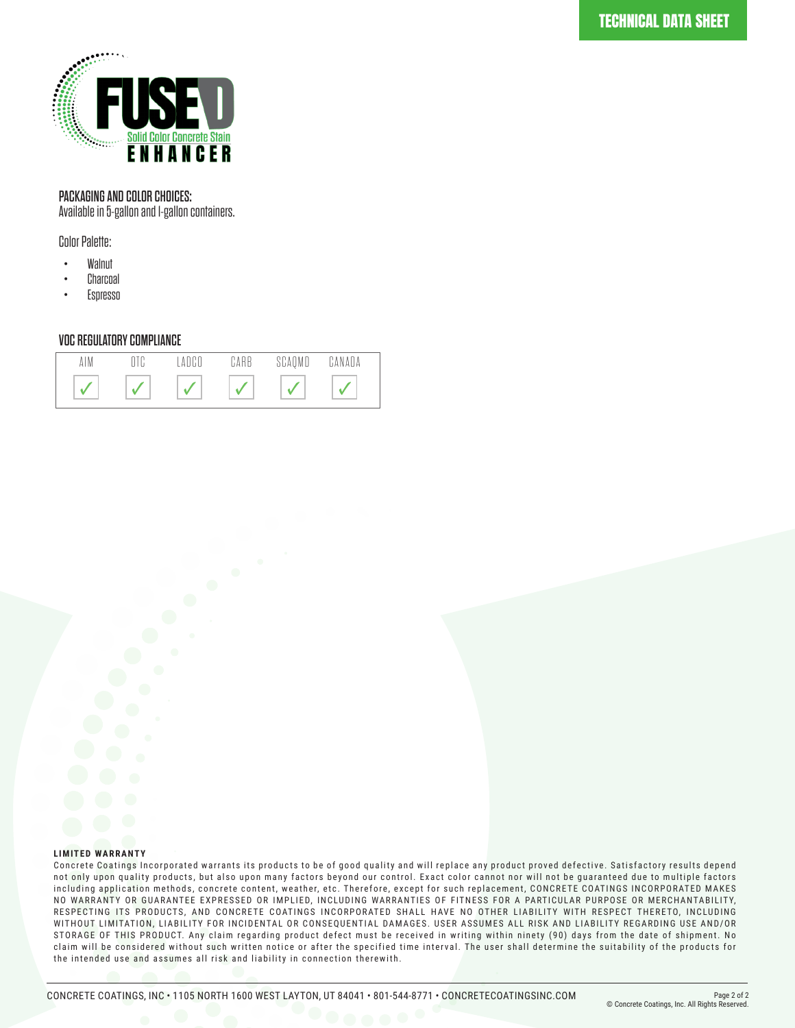TECHNICAL DATA SHEET

# FUSED

Solid Color Concrete Stain

ENHANCER

### PACKAGING AND COLOR CHOICES:

Available in 5-gallon and 1-gallon containers.

Color Palette:

- Walnut
- Charcoal
- Espresso

### VOC REGULATORY COMPLIANCE

| AIM | OTC | LADCO | CARB | SCAQMD | CANADA |
|---|---|---|---|---|---|
| ✓ | ✓ | ✓ | ✓ | ✓ | ✓ |

**LIMITED WARRANTY**

Concrete Coatings Incorporated warrants its products to be of good quality and will replace any product proved defective. Satisfactory results depend not only upon quality products, but also upon many factors beyond our control. Exact color cannot nor will not be guaranteed due to multiple factors including application methods, concrete content, weather, etc. Therefore, except for such replacement, CONCRETE COATINGS INCORPORATED MAKES NO WARRANTY OR GUARANTEE EXPRESSED OR IMPLIED, INCLUDING WARRANTIES OF FITNESS FOR A PARTICULAR PURPOSE OR MERCHANTABILITY, RESPECTING ITS PRODUCTS, AND CONCRETE COATINGS INCORPORATED SHALL HAVE NO OTHER LIABILITY WITH RESPECT THERETO, INCLUDING WITHOUT LIMITATION, LIABILITY FOR INCIDENTAL OR CONSEQUENTIAL DAMAGES. USER ASSUMES ALL RISK AND LIABILITY REGARDING USE AND/OR STORAGE OF THIS PRODUCT. Any claim regarding product defect must be received in writing within ninety (90) days from the date of shipment. No claim will be considered without such written notice or after the specified time interval. The user shall determine the suitability of the products for the intended use and assumes all risk and liability in connection therewith.

CONCRETE COATINGS, INC • 1105 NORTH 1600 WEST LAYTON, UT 84041 • 801-544-8771 • CONCRETECOATINGSINC.COM

© Concrete Coatings, Inc. All Rights Reserved.